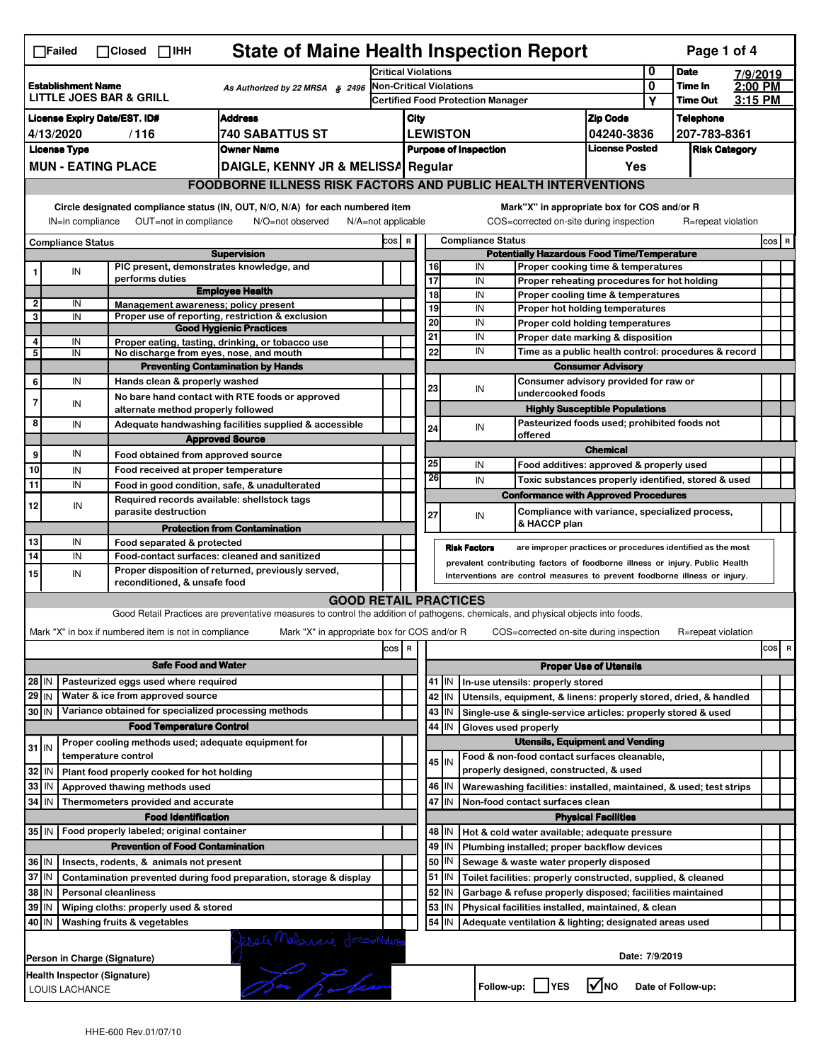# State of Maine Health Inspection Report

☐Failed ☐Closed ☐IHH

Page 1 of 4

| Establishment Name | As Authorized by 22 MRSA § 2496 | Critical Violations | 0 | Date | 7/9/2019 |
|---|---|---|---|---|---|
| LITTLE JOES BAR & GRILL | | Non-Critical Violations | 0 | Time In | 2:00 PM |
| | | Certified Food Protection Manager | Y | Time Out | 3:15 PM |

| License Expiry Date/EST. ID# | Address | City | Zip Code | Telephone |
|---|---|---|---|---|
| 4/13/2020 / 116 | 740 SABATTUS ST | LEWISTON | 04240-3836 | 207-783-8361 |

| License Type | Owner Name | Purpose of Inspection | License Posted | Risk Category |
|---|---|---|---|---|
| MUN - EATING PLACE | DAIGLE, KENNY JR & MELISSA | Regular | Yes | |

## FOODBORNE ILLNESS RISK FACTORS AND PUBLIC HEALTH INTERVENTIONS

Circle designated compliance status (IN, OUT, N/O, N/A) for each numbered item — IN=in compliance, OUT=not in compliance, N/O=not observed, N/A=not applicable

Mark "X" in appropriate box for COS and/or R — COS=corrected on-site during inspection, R=repeat violation

| # | Compliance Status | | COS | R |
|---|---|---|---|---|
| | | **Supervision** | | |
| 1 | IN | PIC present, demonstrates knowledge, and performs duties | | |
| | | **Employee Health** | | |
| 2 | IN | Management awareness; policy present | | |
| 3 | IN | Proper use of reporting, restriction & exclusion | | |
| | | **Good Hygienic Practices** | | |
| 4 | IN | Proper eating, tasting, drinking, or tobacco use | | |
| 5 | IN | No discharge from eyes, nose, and mouth | | |
| | | **Preventing Contamination by Hands** | | |
| 6 | IN | Hands clean & properly washed | | |
| 7 | IN | No bare hand contact with RTE foods or approved alternate method properly followed | | |
| 8 | IN | Adequate handwashing facilities supplied & accessible | | |
| | | **Approved Source** | | |
| 9 | IN | Food obtained from approved source | | |
| 10 | IN | Food received at proper temperature | | |
| 11 | IN | Food in good condition, safe, & unadulterated | | |
| 12 | IN | Required records available: shellstock tags parasite destruction | | |
| | | **Protection from Contamination** | | |
| 13 | IN | Food separated & protected | | |
| 14 | IN | Food-contact surfaces: cleaned and sanitized | | |
| 15 | IN | Proper disposition of returned, previously served, reconditioned, & unsafe food | | |
| | | **Potentially Hazardous Food Time/Temperature** | | |
| 16 | IN | Proper cooking time & temperatures | | |
| 17 | IN | Proper reheating procedures for hot holding | | |
| 18 | IN | Proper cooling time & temperatures | | |
| 19 | IN | Proper hot holding temperatures | | |
| 20 | IN | Proper cold holding temperatures | | |
| 21 | IN | Proper date marking & disposition | | |
| 22 | IN | Time as a public health control: procedures & record | | |
| | | **Consumer Advisory** | | |
| 23 | IN | Consumer advisory provided for raw or undercooked foods | | |
| | | **Highly Susceptible Populations** | | |
| 24 | IN | Pasteurized foods used; prohibited foods not offered | | |
| | | **Chemical** | | |
| 25 | IN | Food additives: approved & properly used | | |
| 26 | IN | Toxic substances properly identified, stored & used | | |
| | | **Conformance with Approved Procedures** | | |
| 27 | IN | Compliance with variance, specialized process, & HACCP plan | | |

**Risk Factors** are improper practices or procedures identified as the most prevalent contributing factors of foodborne illness or injury. Public Health Interventions are control measures to prevent foodborne illness or injury.

## GOOD RETAIL PRACTICES

Good Retail Practices are preventative measures to control the addition of pathogens, chemicals, and physical objects into foods.

Mark "X" in box if numbered item is not in compliance — Mark "X" in appropriate box for COS and/or R — COS=corrected on-site during inspection — R=repeat violation

| # | | | COS | R |
|---|---|---|---|---|
| | | **Safe Food and Water** | | |
| 28 | IN | Pasteurized eggs used where required | | |
| 29 | IN | Water & ice from approved source | | |
| 30 | IN | Variance obtained for specialized processing methods | | |
| | | **Food Temperature Control** | | |
| 31 | IN | Proper cooling methods used; adequate equipment for temperature control | | |
| 32 | IN | Plant food properly cooked for hot holding | | |
| 33 | IN | Approved thawing methods used | | |
| 34 | IN | Thermometers provided and accurate | | |
| | | **Food Identification** | | |
| 35 | IN | Food properly labeled; original container | | |
| | | **Prevention of Food Contamination** | | |
| 36 | IN | Insects, rodents, & animals not present | | |
| 37 | IN | Contamination prevented during food preparation, storage & display | | |
| 38 | IN | Personal cleanliness | | |
| 39 | IN | Wiping cloths: properly used & stored | | |
| 40 | IN | Washing fruits & vegetables | | |
| | | **Proper Use of Utensils** | | |
| 41 | IN | In-use utensils: properly stored | | |
| 42 | IN | Utensils, equipment, & linens: properly stored, dried, & handled | | |
| 43 | IN | Single-use & single-service articles: properly stored & used | | |
| 44 | IN | Gloves used properly | | |
| | | **Utensils, Equipment and Vending** | | |
| 45 | IN | Food & non-food contact surfaces cleanable, properly designed, constructed, & used | | |
| 46 | IN | Warewashing facilities: installed, maintained, & used; test strips | | |
| 47 | IN | Non-food contact surfaces clean | | |
| | | **Physical Facilities** | | |
| 48 | IN | Hot & cold water available; adequate pressure | | |
| 49 | IN | Plumbing installed; proper backflow devices | | |
| 50 | IN | Sewage & waste water properly disposed | | |
| 51 | IN | Toilet facilities: properly constructed, supplied, & cleaned | | |
| 52 | IN | Garbage & refuse properly disposed; facilities maintained | | |
| 53 | IN | Physical facilities installed, maintained, & clean | | |
| 54 | IN | Adequate ventilation & lighting; designated areas used | | |

Person in Charge (Signature): Jessie Malonei Jessie Malonei

Date: 7/9/2019

Health Inspector (Signature): LOUIS LACHANCE

Follow-up: ☐ YES ☑ NO — Date of Follow-up:

HHE-600 Rev.01/07/10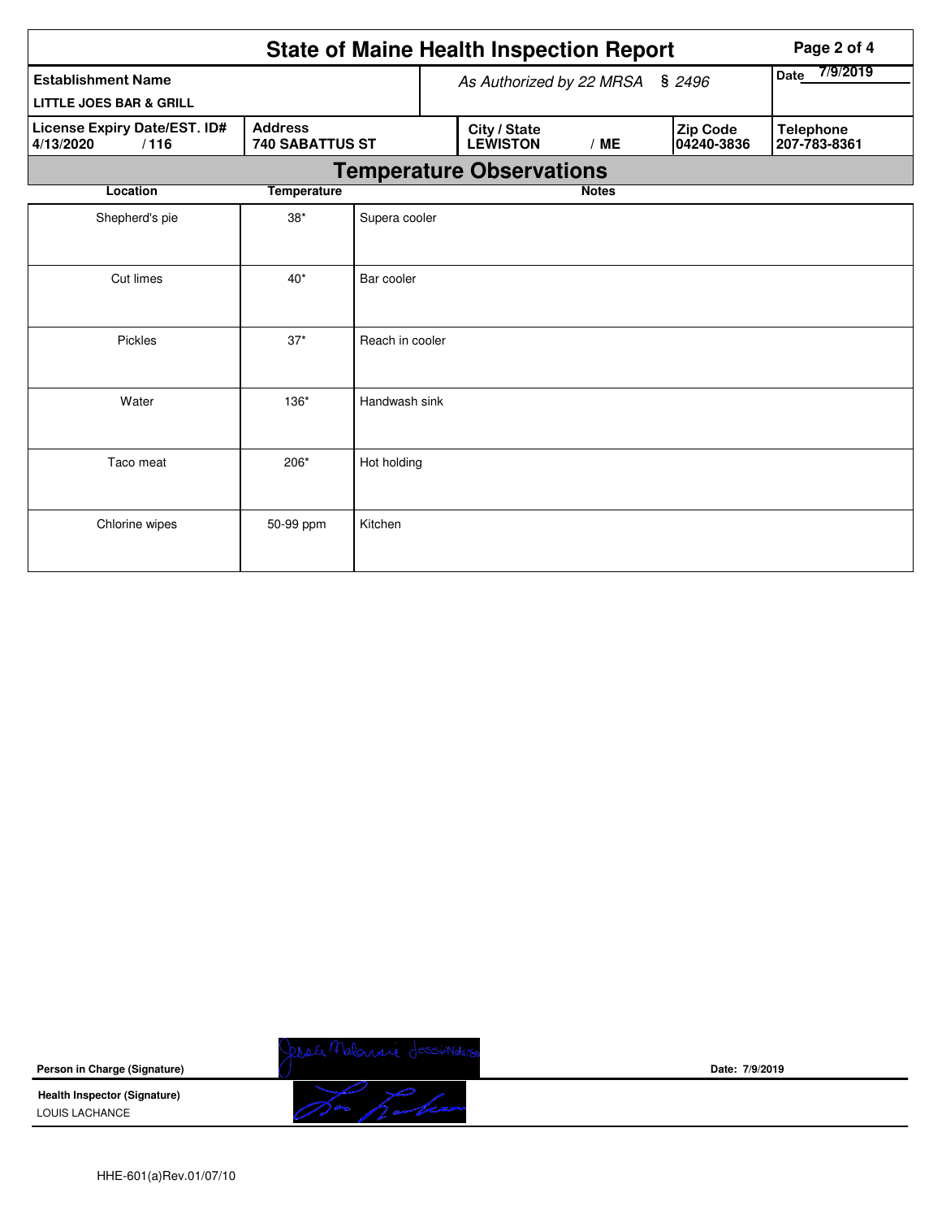# State of Maine Health Inspection Report

| Establishment Name | As Authorized by 22 MRSA § 2496 | | | Date 7/9/2019 |
|---|---|---|---|---|
| LITTLE JOES BAR & GRILL | | | | |
| **License Expiry Date/EST. ID#** 4/13/2020 / 116 | **Address** 740 SABATTUS ST | **City / State** LEWISTON / ME | **Zip Code** 04240-3836 | **Telephone** 207-783-8361 |

## Temperature Observations

| Location | Temperature | Notes |
|---|---|---|
| Shepherd's pie | 38* | Supera cooler |
| Cut limes | 40* | Bar cooler |
| Pickles | 37* | Reach in cooler |
| Water | 136* | Handwash sink |
| Taco meat | 206* | Hot holding |
| Chlorine wipes | 50-99 ppm | Kitchen |

**Person in Charge (Signature)** Jessica Malonsie — **Date:** 7/9/2019

**Health Inspector (Signature)**
LOUIS LACHANCE

HHE-601(a)Rev.01/07/10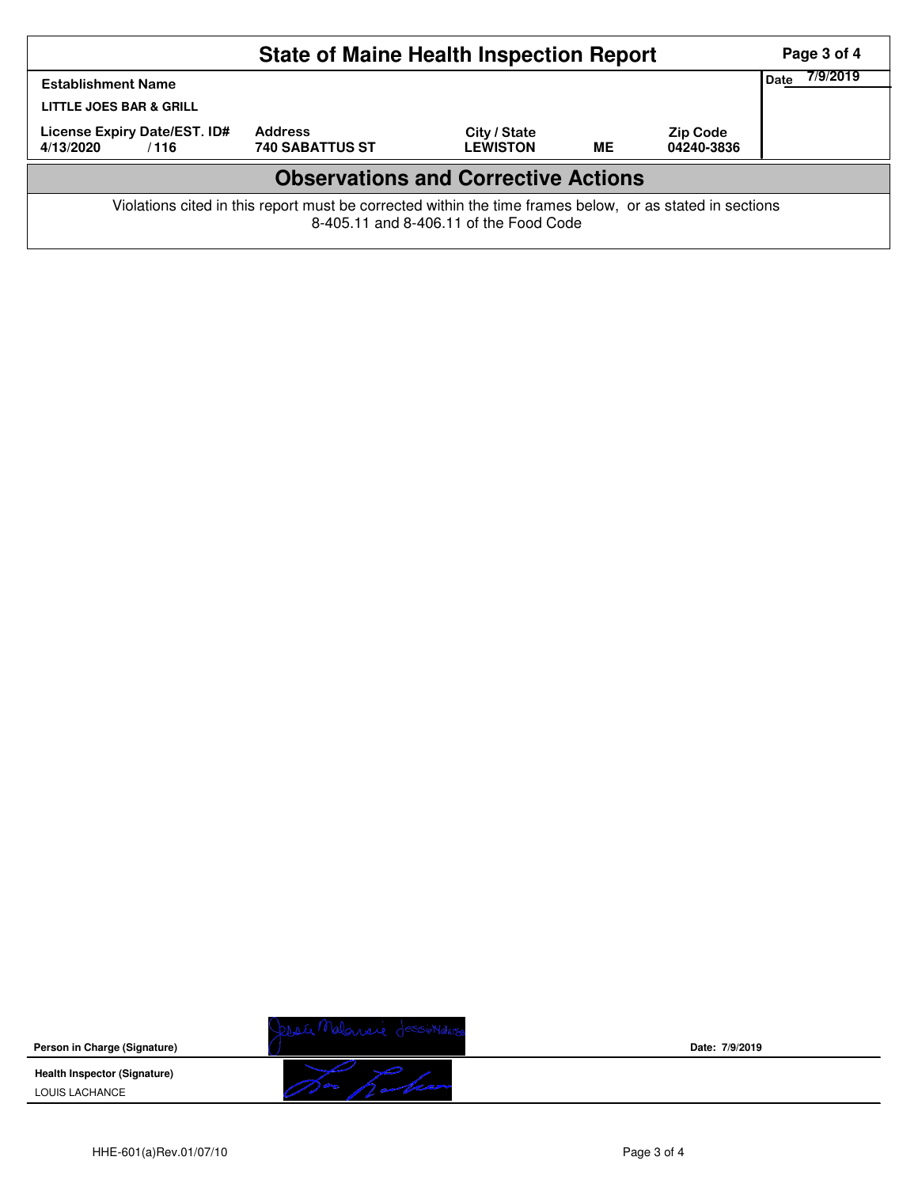# State of Maine Health Inspection Report

| Establishment Name | | | | | Date 7/9/2019 |
|---|---|---|---|---|---|
| LITTLE JOES BAR & GRILL | | | | | |
| License Expiry Date/EST. ID# | Address | City / State | | Zip Code | |
| 4/13/2020 / 116 | 740 SABATTUS ST | LEWISTON | ME | 04240-3836 | |

## Observations and Corrective Actions

Violations cited in this report must be corrected within the time frames below, or as stated in sections 8-405.11 and 8-406.11 of the Food Code

**Person in Charge (Signature)** Jessie Malonaie JessieMalonee **Date: 7/9/2019**

**Health Inspector (Signature)**
LOUIS LACHANCE

HHE-601(a)Rev.01/07/10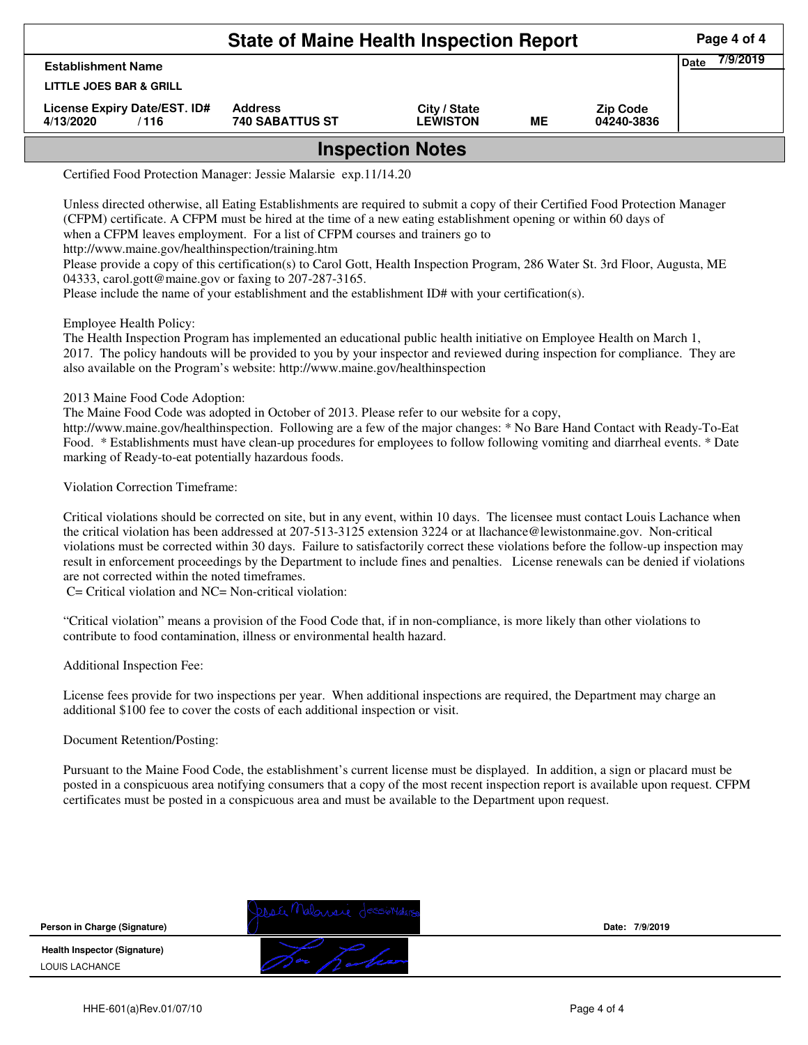# State of Maine Health Inspection Report

| Establishment Name | | | | | Date 7/9/2019 |
|---|---|---|---|---|---|
| LITTLE JOES BAR & GRILL | | | | | |
| License Expiry Date/EST. ID# | Address | City / State | | Zip Code | |
| 4/13/2020 / 116 | 740 SABATTUS ST | LEWISTON | ME | 04240-3836 | |

## Inspection Notes

Certified Food Protection Manager: Jessie Malarsie exp.11/14.20

Unless directed otherwise, all Eating Establishments are required to submit a copy of their Certified Food Protection Manager (CFPM) certificate. A CFPM must be hired at the time of a new eating establishment opening or within 60 days of when a CFPM leaves employment. For a list of CFPM courses and trainers go to http://www.maine.gov/healthinspection/training.htm
Please provide a copy of this certification(s) to Carol Gott, Health Inspection Program, 286 Water St. 3rd Floor, Augusta, ME 04333, carol.gott@maine.gov or faxing to 207-287-3165.
Please include the name of your establishment and the establishment ID# with your certification(s).

Employee Health Policy:
The Health Inspection Program has implemented an educational public health initiative on Employee Health on March 1, 2017. The policy handouts will be provided to you by your inspector and reviewed during inspection for compliance. They are also available on the Program's website: http://www.maine.gov/healthinspection

2013 Maine Food Code Adoption:
The Maine Food Code was adopted in October of 2013. Please refer to our website for a copy, http://www.maine.gov/healthinspection. Following are a few of the major changes: * No Bare Hand Contact with Ready-To-Eat Food. * Establishments must have clean-up procedures for employees to follow following vomiting and diarrheal events. * Date marking of Ready-to-eat potentially hazardous foods.

Violation Correction Timeframe:

Critical violations should be corrected on site, but in any event, within 10 days. The licensee must contact Louis Lachance when the critical violation has been addressed at 207-513-3125 extension 3224 or at llachance@lewistonmaine.gov. Non-critical violations must be corrected within 30 days. Failure to satisfactorily correct these violations before the follow-up inspection may result in enforcement proceedings by the Department to include fines and penalties. License renewals can be denied if violations are not corrected within the noted timeframes.
C= Critical violation and NC= Non-critical violation:

"Critical violation" means a provision of the Food Code that, if in non-compliance, is more likely than other violations to contribute to food contamination, illness or environmental health hazard.

Additional Inspection Fee:

License fees provide for two inspections per year. When additional inspections are required, the Department may charge an additional $100 fee to cover the costs of each additional inspection or visit.

Document Retention/Posting:

Pursuant to the Maine Food Code, the establishment's current license must be displayed. In addition, a sign or placard must be posted in a conspicuous area notifying consumers that a copy of the most recent inspection report is available upon request. CFPM certificates must be posted in a conspicuous area and must be available to the Department upon request.

**Person in Charge (Signature)** Jessie Malarsie Jessie Malarsie **Date: 7/9/2019**

**Health Inspector (Signature)**
LOUIS LACHANCE

HHE-601(a)Rev.01/07/10